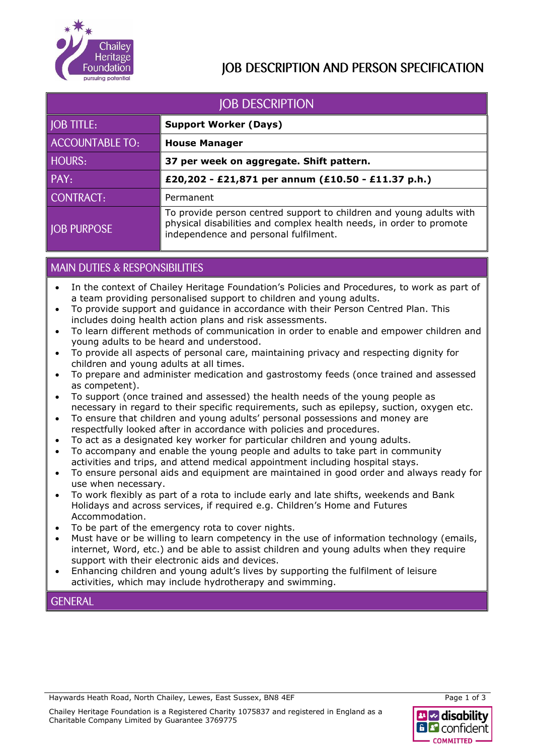# JOB DESCRIPTION AND PERSON SPECIFICATION

## JOB DESCRIPTION

| | |
|---|---|
| JOB TITLE: | **Support Worker (Days)** |
| ACCOUNTABLE TO: | **House Manager** |
| HOURS: | **37 per week on aggregate. Shift pattern.** |
| PAY: | **£20,202 - £21,871 per annum (£10.50 - £11.37 p.h.)** |
| CONTRACT: | Permanent |
| JOB PURPOSE | To provide person centred support to children and young adults with physical disabilities and complex health needs, in order to promote independence and personal fulfilment. |

## MAIN DUTIES & RESPONSIBILITIES

- In the context of Chailey Heritage Foundation's Policies and Procedures, to work as part of a team providing personalised support to children and young adults.
- To provide support and guidance in accordance with their Person Centred Plan. This includes doing health action plans and risk assessments.
- To learn different methods of communication in order to enable and empower children and young adults to be heard and understood.
- To provide all aspects of personal care, maintaining privacy and respecting dignity for children and young adults at all times.
- To prepare and administer medication and gastrostomy feeds (once trained and assessed as competent).
- To support (once trained and assessed) the health needs of the young people as necessary in regard to their specific requirements, such as epilepsy, suction, oxygen etc.
- To ensure that children and young adults' personal possessions and money are respectfully looked after in accordance with policies and procedures.
- To act as a designated key worker for particular children and young adults.
- To accompany and enable the young people and adults to take part in community activities and trips, and attend medical appointment including hospital stays.
- To ensure personal aids and equipment are maintained in good order and always ready for use when necessary.
- To work flexibly as part of a rota to include early and late shifts, weekends and Bank Holidays and across services, if required e.g. Children's Home and Futures Accommodation.
- To be part of the emergency rota to cover nights.
- Must have or be willing to learn competency in the use of information technology (emails, internet, Word, etc.) and be able to assist children and young adults when they require support with their electronic aids and devices.
- Enhancing children and young adult's lives by supporting the fulfilment of leisure activities, which may include hydrotherapy and swimming.

## GENERAL

Haywards Heath Road, North Chailey, Lewes, East Sussex, BN8 4EF

Chailey Heritage Foundation is a Registered Charity 1075837 and registered in England as a Charitable Company Limited by Guarantee 3769775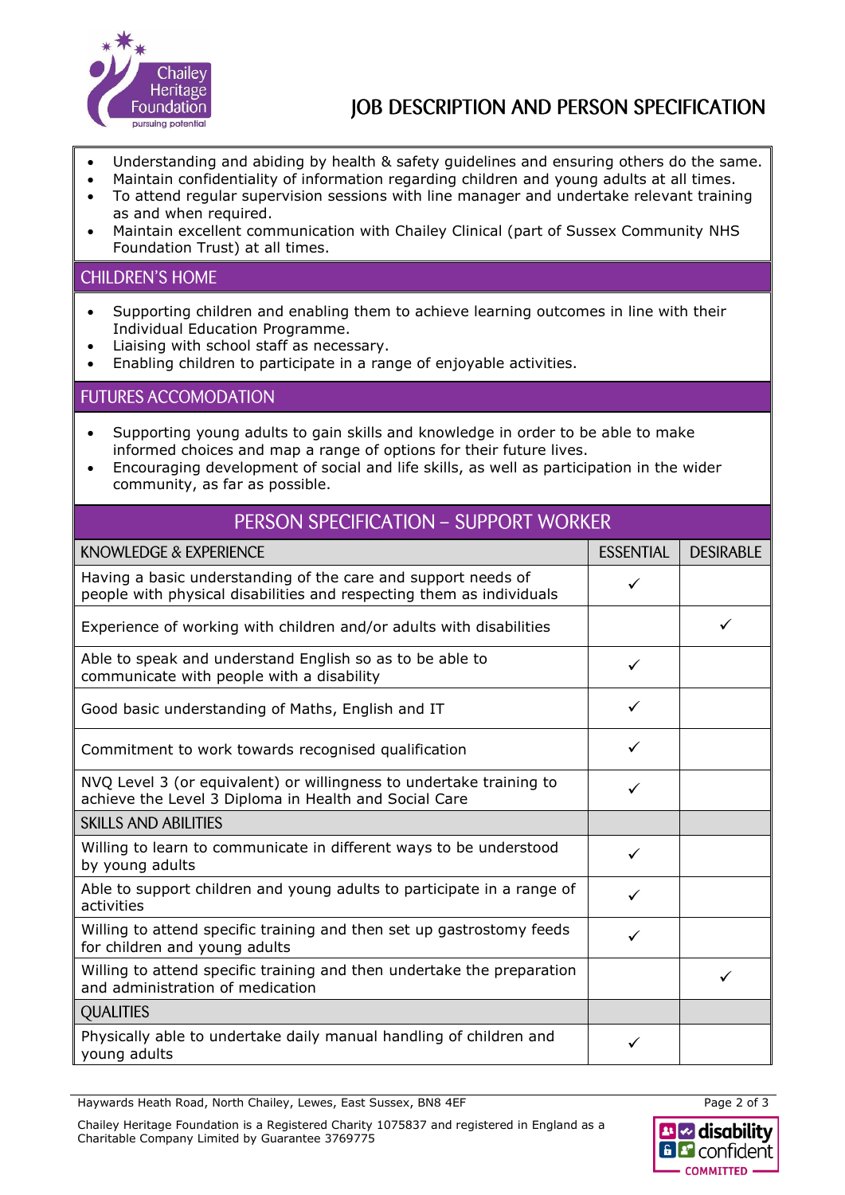- Understanding and abiding by health & safety guidelines and ensuring others do the same.
- Maintain confidentiality of information regarding children and young adults at all times.
- To attend regular supervision sessions with line manager and undertake relevant training as and when required.
- Maintain excellent communication with Chailey Clinical (part of Sussex Community NHS Foundation Trust) at all times.

## CHILDREN'S HOME

- Supporting children and enabling them to achieve learning outcomes in line with their Individual Education Programme.
- Liaising with school staff as necessary.
- Enabling children to participate in a range of enjoyable activities.

## FUTURES ACCOMODATION

- Supporting young adults to gain skills and knowledge in order to be able to make informed choices and map a range of options for their future lives.
- Encouraging development of social and life skills, as well as participation in the wider community, as far as possible.

## PERSON SPECIFICATION – SUPPORT WORKER

| KNOWLEDGE & EXPERIENCE | ESSENTIAL | DESIRABLE |
|---|---|---|
| Having a basic understanding of the care and support needs of people with physical disabilities and respecting them as individuals | ✓ | |
| Experience of working with children and/or adults with disabilities | | ✓ |
| Able to speak and understand English so as to be able to communicate with people with a disability | ✓ | |
| Good basic understanding of Maths, English and IT | ✓ | |
| Commitment to work towards recognised qualification | ✓ | |
| NVQ Level 3 (or equivalent) or willingness to undertake training to achieve the Level 3 Diploma in Health and Social Care | ✓ | |
| **SKILLS AND ABILITIES** | | |
| Willing to learn to communicate in different ways to be understood by young adults | ✓ | |
| Able to support children and young adults to participate in a range of activities | ✓ | |
| Willing to attend specific training and then set up gastrostomy feeds for children and young adults | ✓ | |
| Willing to attend specific training and then undertake the preparation and administration of medication | | ✓ |
| **QUALITIES** | | |
| Physically able to undertake daily manual handling of children and young adults | ✓ | |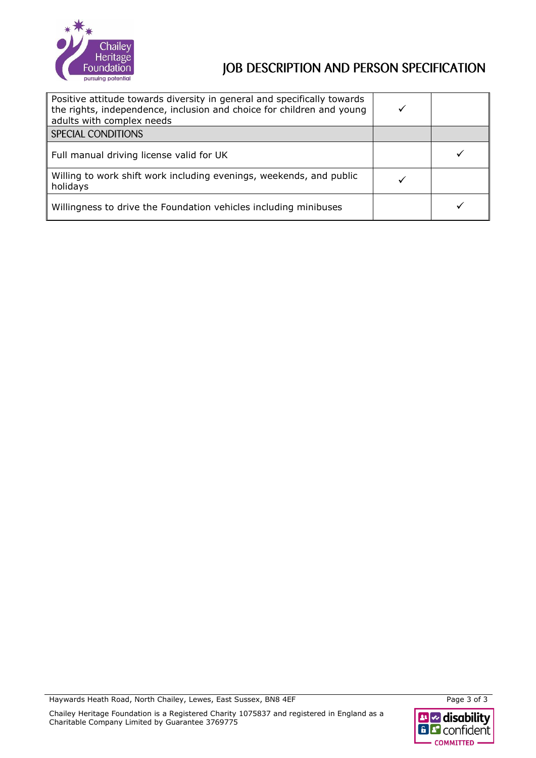# JOB DESCRIPTION AND PERSON SPECIFICATION

| | | |
|---|---|---|
| Positive attitude towards diversity in general and specifically towards the rights, independence, inclusion and choice for children and young adults with complex needs | ✓ | |
| SPECIAL CONDITIONS | | |
| Full manual driving license valid for UK | | ✓ |
| Willing to work shift work including evenings, weekends, and public holidays | ✓ | |
| Willingness to drive the Foundation vehicles including minibuses | | ✓ |

Haywards Heath Road, North Chailey, Lewes, East Sussex, BN8 4EF

Chailey Heritage Foundation is a Registered Charity 1075837 and registered in England as a Charitable Company Limited by Guarantee 3769775